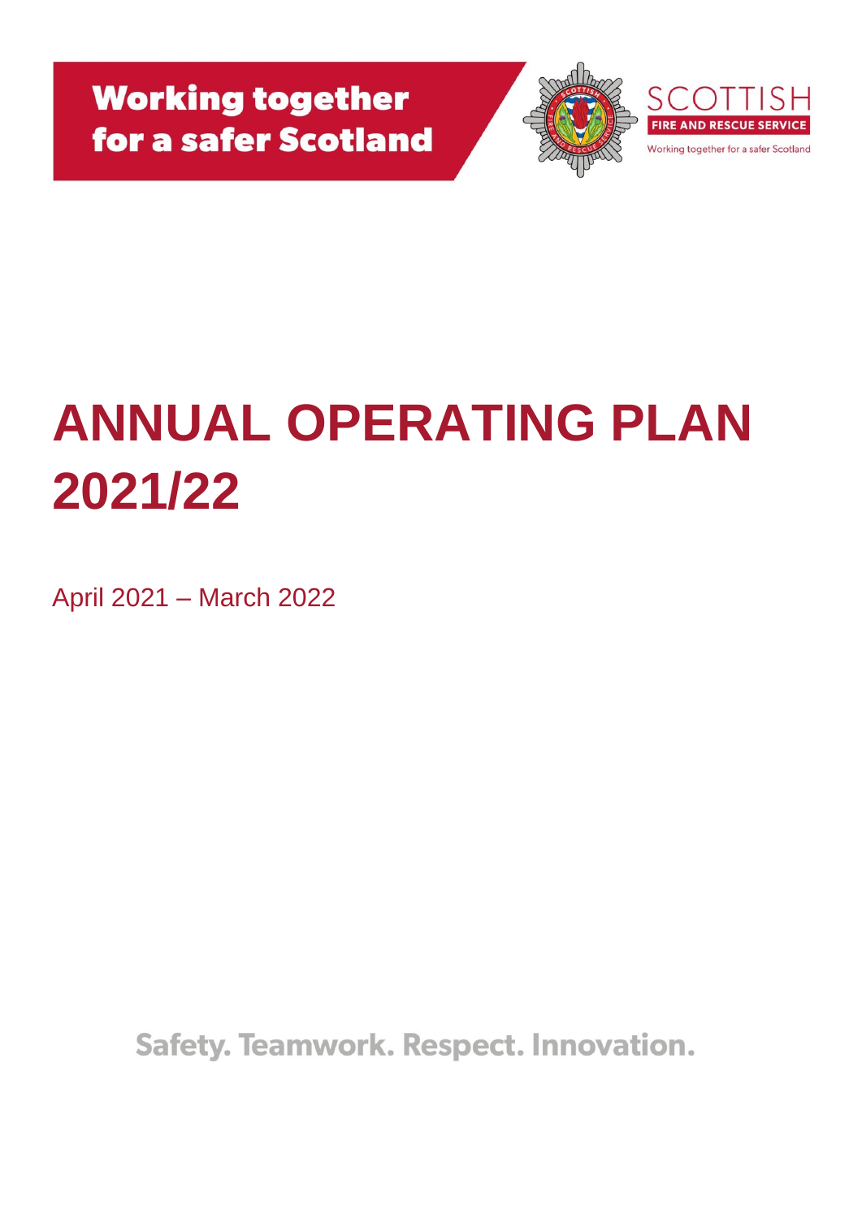Working together for a safer Scotland

SCOTTISH FIRE AND RESCUE SERVICE

Working together for a safer Scotland

# ANNUAL OPERATING PLAN 2021/22

April 2021 – March 2022

Safety. Teamwork. Respect. Innovation.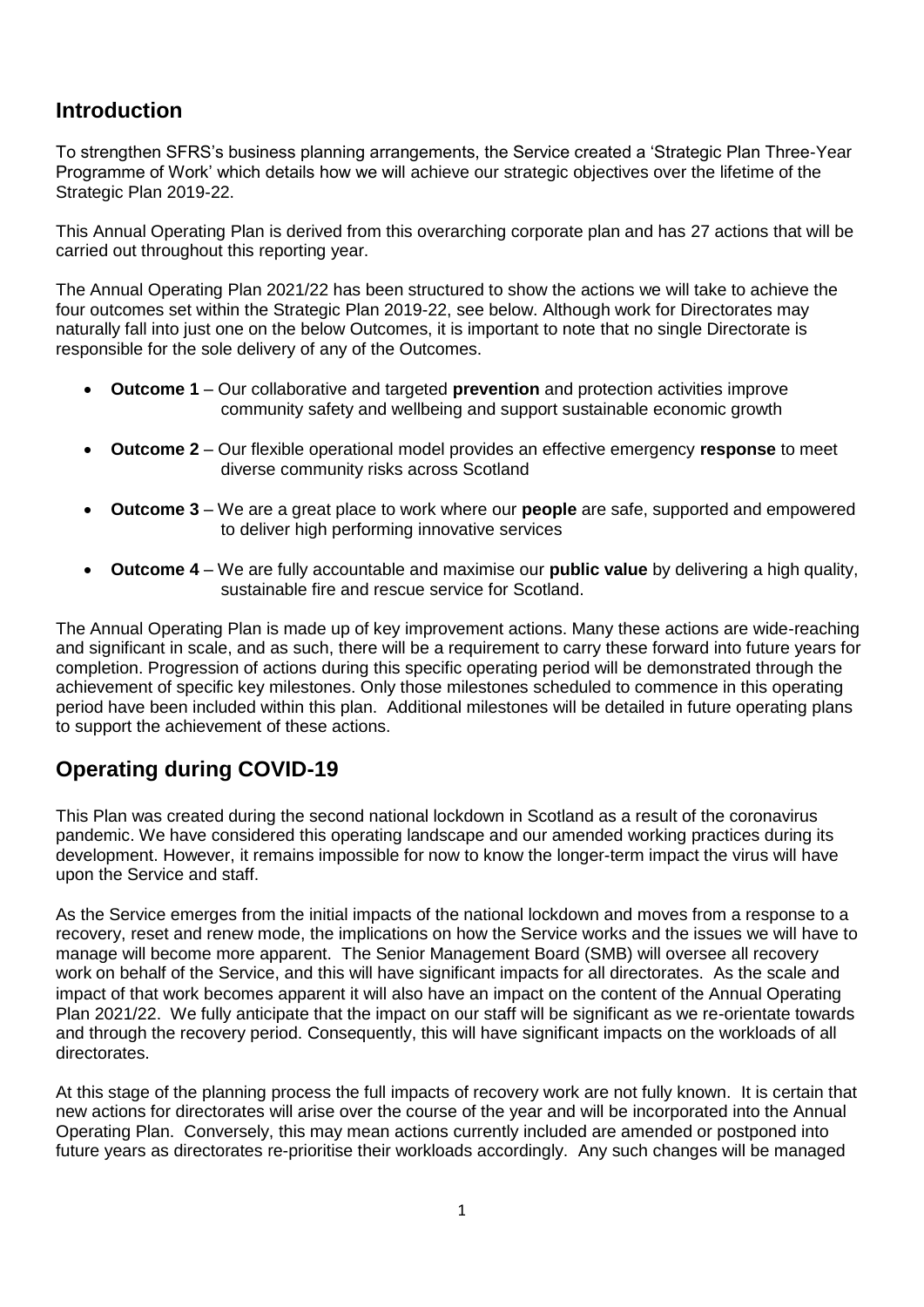## Introduction

To strengthen SFRS's business planning arrangements, the Service created a 'Strategic Plan Three-Year Programme of Work' which details how we will achieve our strategic objectives over the lifetime of the Strategic Plan 2019-22.

This Annual Operating Plan is derived from this overarching corporate plan and has 27 actions that will be carried out throughout this reporting year.

The Annual Operating Plan 2021/22 has been structured to show the actions we will take to achieve the four outcomes set within the Strategic Plan 2019-22, see below. Although work for Directorates may naturally fall into just one on the below Outcomes, it is important to note that no single Directorate is responsible for the sole delivery of any of the Outcomes.

- **Outcome 1** – Our collaborative and targeted **prevention** and protection activities improve community safety and wellbeing and support sustainable economic growth
- **Outcome 2** – Our flexible operational model provides an effective emergency **response** to meet diverse community risks across Scotland
- **Outcome 3** – We are a great place to work where our **people** are safe, supported and empowered to deliver high performing innovative services
- **Outcome 4** – We are fully accountable and maximise our **public value** by delivering a high quality, sustainable fire and rescue service for Scotland.

The Annual Operating Plan is made up of key improvement actions. Many these actions are wide-reaching and significant in scale, and as such, there will be a requirement to carry these forward into future years for completion. Progression of actions during this specific operating period will be demonstrated through the achievement of specific key milestones. Only those milestones scheduled to commence in this operating period have been included within this plan. Additional milestones will be detailed in future operating plans to support the achievement of these actions.

## Operating during COVID-19

This Plan was created during the second national lockdown in Scotland as a result of the coronavirus pandemic. We have considered this operating landscape and our amended working practices during its development. However, it remains impossible for now to know the longer-term impact the virus will have upon the Service and staff.

As the Service emerges from the initial impacts of the national lockdown and moves from a response to a recovery, reset and renew mode, the implications on how the Service works and the issues we will have to manage will become more apparent. The Senior Management Board (SMB) will oversee all recovery work on behalf of the Service, and this will have significant impacts for all directorates. As the scale and impact of that work becomes apparent it will also have an impact on the content of the Annual Operating Plan 2021/22. We fully anticipate that the impact on our staff will be significant as we re-orientate towards and through the recovery period. Consequently, this will have significant impacts on the workloads of all directorates.

At this stage of the planning process the full impacts of recovery work are not fully known. It is certain that new actions for directorates will arise over the course of the year and will be incorporated into the Annual Operating Plan. Conversely, this may mean actions currently included are amended or postponed into future years as directorates re-prioritise their workloads accordingly. Any such changes will be managed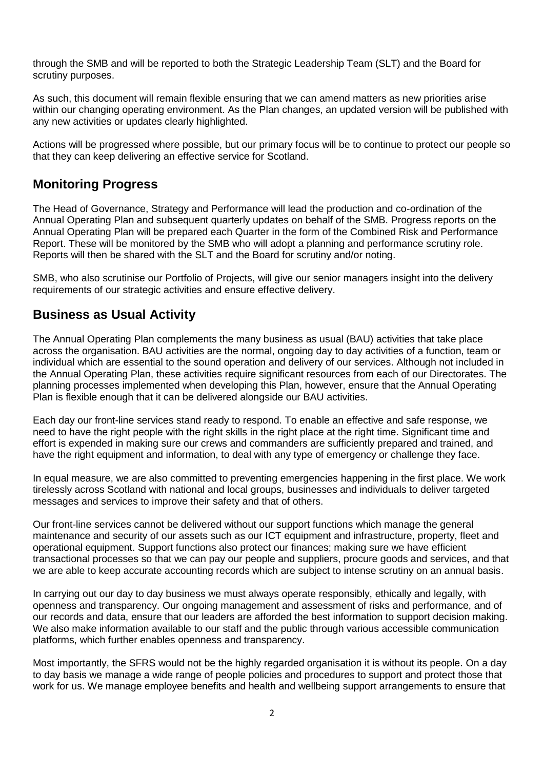through the SMB and will be reported to both the Strategic Leadership Team (SLT) and the Board for scrutiny purposes.

As such, this document will remain flexible ensuring that we can amend matters as new priorities arise within our changing operating environment. As the Plan changes, an updated version will be published with any new activities or updates clearly highlighted.

Actions will be progressed where possible, but our primary focus will be to continue to protect our people so that they can keep delivering an effective service for Scotland.

## Monitoring Progress

The Head of Governance, Strategy and Performance will lead the production and co-ordination of the Annual Operating Plan and subsequent quarterly updates on behalf of the SMB. Progress reports on the Annual Operating Plan will be prepared each Quarter in the form of the Combined Risk and Performance Report. These will be monitored by the SMB who will adopt a planning and performance scrutiny role. Reports will then be shared with the SLT and the Board for scrutiny and/or noting.

SMB, who also scrutinise our Portfolio of Projects, will give our senior managers insight into the delivery requirements of our strategic activities and ensure effective delivery.

## Business as Usual Activity

The Annual Operating Plan complements the many business as usual (BAU) activities that take place across the organisation. BAU activities are the normal, ongoing day to day activities of a function, team or individual which are essential to the sound operation and delivery of our services. Although not included in the Annual Operating Plan, these activities require significant resources from each of our Directorates. The planning processes implemented when developing this Plan, however, ensure that the Annual Operating Plan is flexible enough that it can be delivered alongside our BAU activities.

Each day our front-line services stand ready to respond. To enable an effective and safe response, we need to have the right people with the right skills in the right place at the right time. Significant time and effort is expended in making sure our crews and commanders are sufficiently prepared and trained, and have the right equipment and information, to deal with any type of emergency or challenge they face.

In equal measure, we are also committed to preventing emergencies happening in the first place. We work tirelessly across Scotland with national and local groups, businesses and individuals to deliver targeted messages and services to improve their safety and that of others.

Our front-line services cannot be delivered without our support functions which manage the general maintenance and security of our assets such as our ICT equipment and infrastructure, property, fleet and operational equipment. Support functions also protect our finances; making sure we have efficient transactional processes so that we can pay our people and suppliers, procure goods and services, and that we are able to keep accurate accounting records which are subject to intense scrutiny on an annual basis.

In carrying out our day to day business we must always operate responsibly, ethically and legally, with openness and transparency. Our ongoing management and assessment of risks and performance, and of our records and data, ensure that our leaders are afforded the best information to support decision making. We also make information available to our staff and the public through various accessible communication platforms, which further enables openness and transparency.

Most importantly, the SFRS would not be the highly regarded organisation it is without its people. On a day to day basis we manage a wide range of people policies and procedures to support and protect those that work for us. We manage employee benefits and health and wellbeing support arrangements to ensure that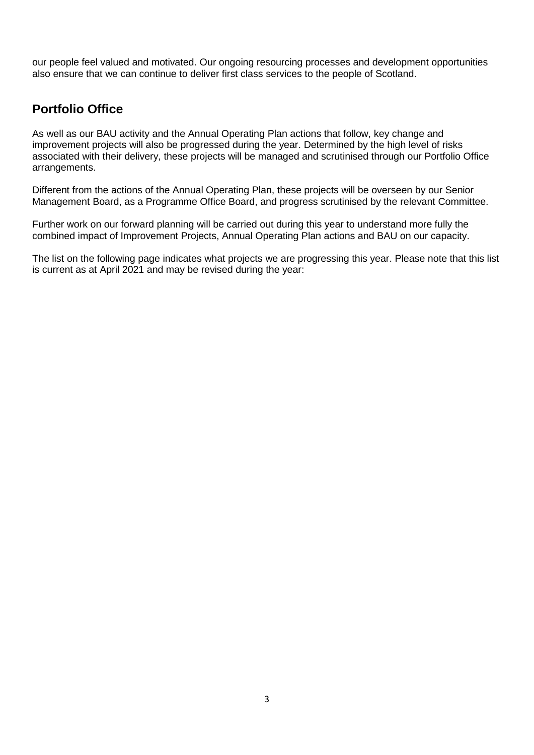our people feel valued and motivated. Our ongoing resourcing processes and development opportunities also ensure that we can continue to deliver first class services to the people of Scotland.

## Portfolio Office

As well as our BAU activity and the Annual Operating Plan actions that follow, key change and improvement projects will also be progressed during the year. Determined by the high level of risks associated with their delivery, these projects will be managed and scrutinised through our Portfolio Office arrangements.

Different from the actions of the Annual Operating Plan, these projects will be overseen by our Senior Management Board, as a Programme Office Board, and progress scrutinised by the relevant Committee.

Further work on our forward planning will be carried out during this year to understand more fully the combined impact of Improvement Projects, Annual Operating Plan actions and BAU on our capacity.

The list on the following page indicates what projects we are progressing this year. Please note that this list is current as at April 2021 and may be revised during the year: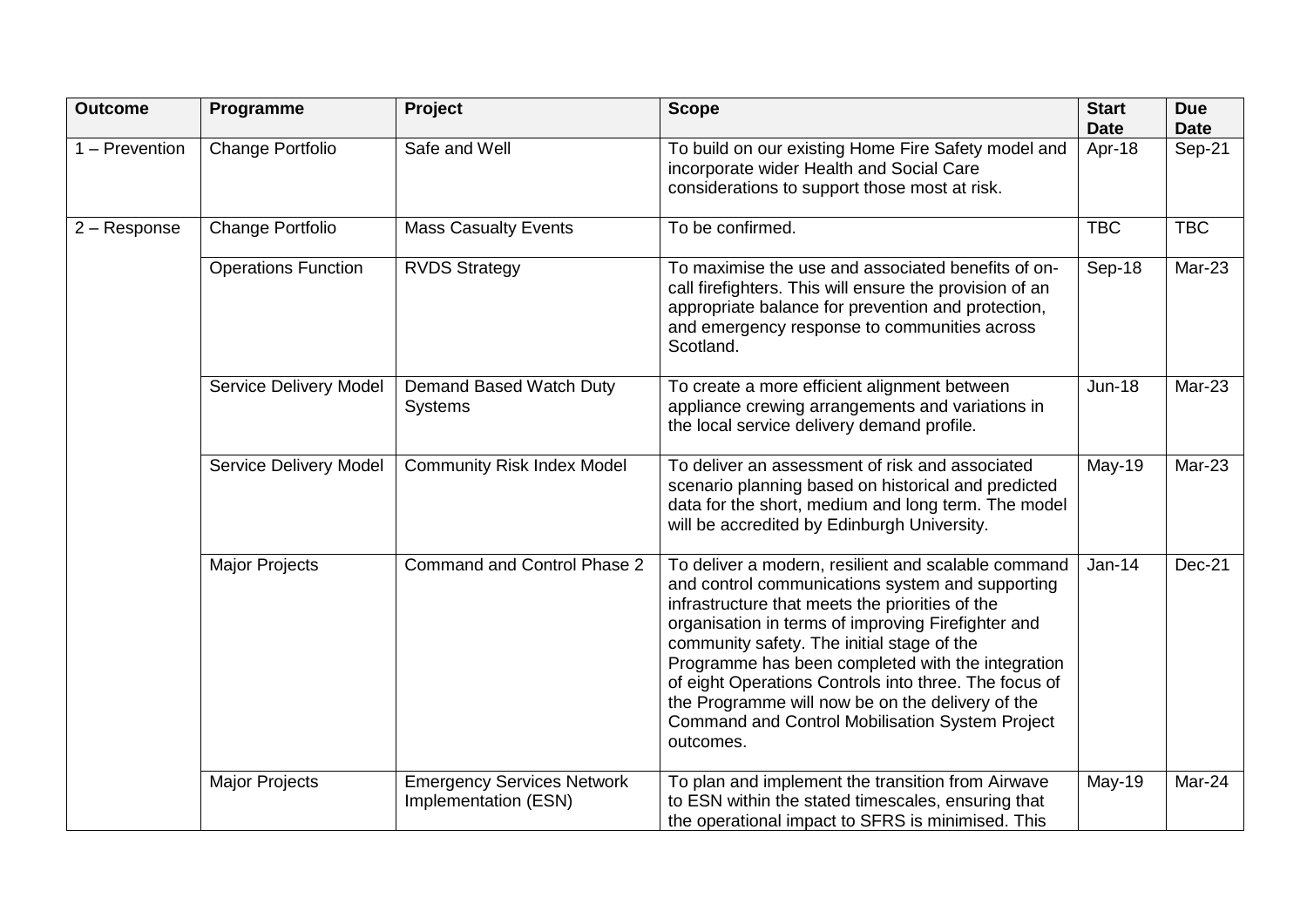| Outcome | Programme | Project | Scope | Start Date | Due Date |
|---|---|---|---|---|---|
| 1 – Prevention | Change Portfolio | Safe and Well | To build on our existing Home Fire Safety model and incorporate wider Health and Social Care considerations to support those most at risk. | Apr-18 | Sep-21 |
| 2 – Response | Change Portfolio | Mass Casualty Events | To be confirmed. | TBC | TBC |
| | Operations Function | RVDS Strategy | To maximise the use and associated benefits of on-call firefighters. This will ensure the provision of an appropriate balance for prevention and protection, and emergency response to communities across Scotland. | Sep-18 | Mar-23 |
| | Service Delivery Model | Demand Based Watch Duty Systems | To create a more efficient alignment between appliance crewing arrangements and variations in the local service delivery demand profile. | Jun-18 | Mar-23 |
| | Service Delivery Model | Community Risk Index Model | To deliver an assessment of risk and associated scenario planning based on historical and predicted data for the short, medium and long term. The model will be accredited by Edinburgh University. | May-19 | Mar-23 |
| | Major Projects | Command and Control Phase 2 | To deliver a modern, resilient and scalable command and control communications system and supporting infrastructure that meets the priorities of the organisation in terms of improving Firefighter and community safety. The initial stage of the Programme has been completed with the integration of eight Operations Controls into three. The focus of the Programme will now be on the delivery of the Command and Control Mobilisation System Project outcomes. | Jan-14 | Dec-21 |
| | Major Projects | Emergency Services Network Implementation (ESN) | To plan and implement the transition from Airwave to ESN within the stated timescales, ensuring that the operational impact to SFRS is minimised. This | May-19 | Mar-24 |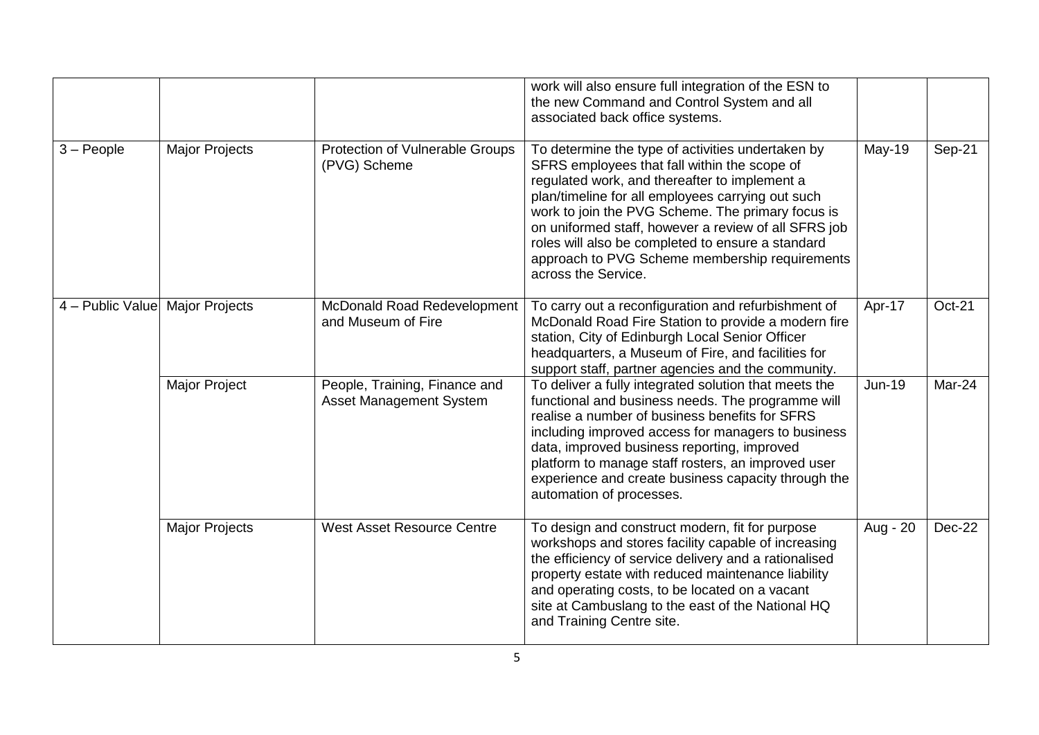| | | | | | |
|---|---|---|---|---|---|
| | | | work will also ensure full integration of the ESN to the new Command and Control System and all associated back office systems. | | |
| 3 – People | Major Projects | Protection of Vulnerable Groups (PVG) Scheme | To determine the type of activities undertaken by SFRS employees that fall within the scope of regulated work, and thereafter to implement a plan/timeline for all employees carrying out such work to join the PVG Scheme. The primary focus is on uniformed staff, however a review of all SFRS job roles will also be completed to ensure a standard approach to PVG Scheme membership requirements across the Service. | May-19 | Sep-21 |
| 4 – Public Value | Major Projects | McDonald Road Redevelopment and Museum of Fire | To carry out a reconfiguration and refurbishment of McDonald Road Fire Station to provide a modern fire station, City of Edinburgh Local Senior Officer headquarters, a Museum of Fire, and facilities for support staff, partner agencies and the community. | Apr-17 | Oct-21 |
| | Major Project | People, Training, Finance and Asset Management System | To deliver a fully integrated solution that meets the functional and business needs. The programme will realise a number of business benefits for SFRS including improved access for managers to business data, improved business reporting, improved platform to manage staff rosters, an improved user experience and create business capacity through the automation of processes. | Jun-19 | Mar-24 |
| | Major Projects | West Asset Resource Centre | To design and construct modern, fit for purpose workshops and stores facility capable of increasing the efficiency of service delivery and a rationalised property estate with reduced maintenance liability and operating costs, to be located on a vacant site at Cambuslang to the east of the National HQ and Training Centre site. | Aug - 20 | Dec-22 |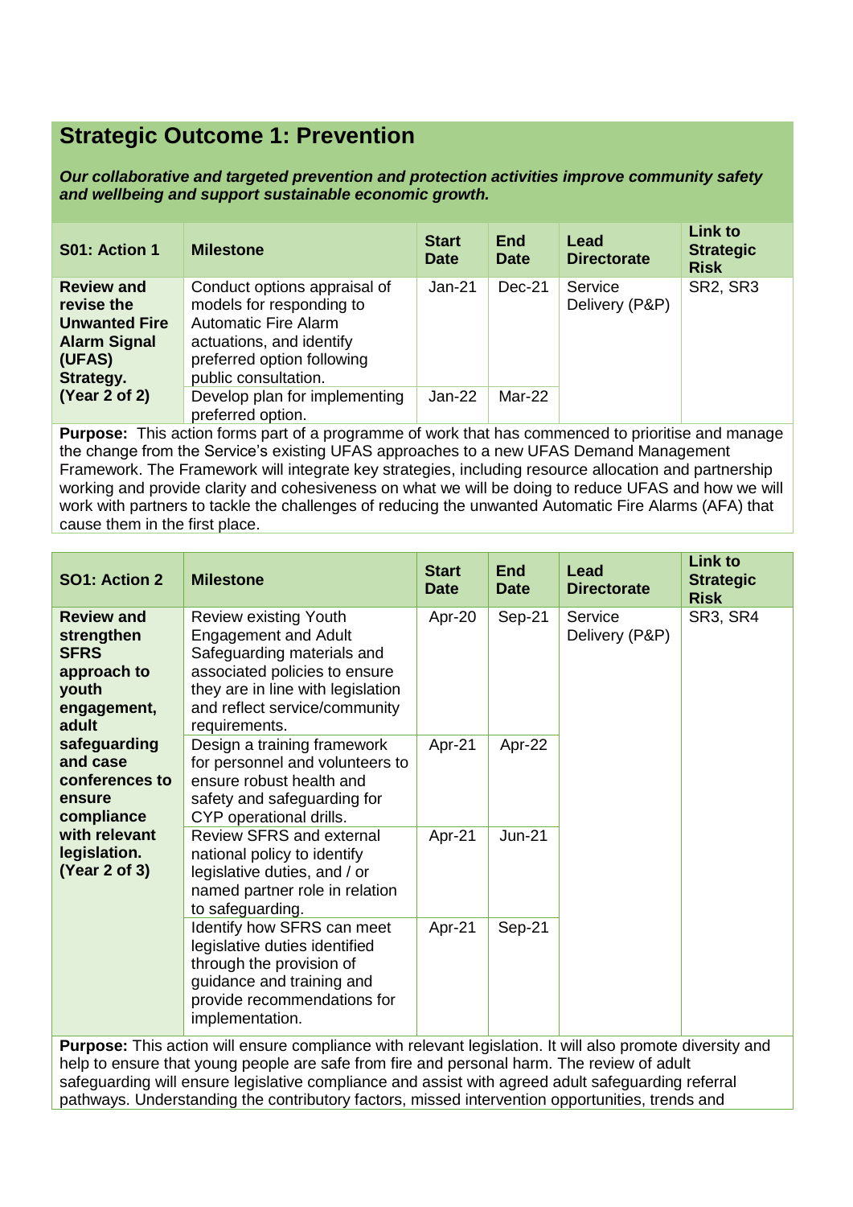## Strategic Outcome 1: Prevention

***Our collaborative and targeted prevention and protection activities improve community safety and wellbeing and support sustainable economic growth.***

| S01: Action 1 | Milestone | Start Date | End Date | Lead Directorate | Link to Strategic Risk |
|---|---|---|---|---|---|
| **Review and revise the Unwanted Fire Alarm Signal (UFAS) Strategy. (Year 2 of 2)** | Conduct options appraisal of models for responding to Automatic Fire Alarm actuations, and identify preferred option following public consultation. | Jan-21 | Dec-21 | Service Delivery (P&P) | SR2, SR3 |
| | Develop plan for implementing preferred option. | Jan-22 | Mar-22 | | |

**Purpose:** This action forms part of a programme of work that has commenced to prioritise and manage the change from the Service's existing UFAS approaches to a new UFAS Demand Management Framework. The Framework will integrate key strategies, including resource allocation and partnership working and provide clarity and cohesiveness on what we will be doing to reduce UFAS and how we will work with partners to tackle the challenges of reducing the unwanted Automatic Fire Alarms (AFA) that cause them in the first place.

| SO1: Action 2 | Milestone | Start Date | End Date | Lead Directorate | Link to Strategic Risk |
|---|---|---|---|---|---|
| **Review and strengthen SFRS approach to youth engagement, adult safeguarding and case conferences to ensure compliance with relevant legislation. (Year 2 of 3)** | Review existing Youth Engagement and Adult Safeguarding materials and associated policies to ensure they are in line with legislation and reflect service/community requirements. | Apr-20 | Sep-21 | Service Delivery (P&P) | SR3, SR4 |
| | Design a training framework for personnel and volunteers to ensure robust health and safety and safeguarding for CYP operational drills. | Apr-21 | Apr-22 | | |
| | Review SFRS and external national policy to identify legislative duties, and / or named partner role in relation to safeguarding. | Apr-21 | Jun-21 | | |
| | Identify how SFRS can meet legislative duties identified through the provision of guidance and training and provide recommendations for implementation. | Apr-21 | Sep-21 | | |

**Purpose:** This action will ensure compliance with relevant legislation. It will also promote diversity and help to ensure that young people are safe from fire and personal harm. The review of adult safeguarding will ensure legislative compliance and assist with agreed adult safeguarding referral pathways. Understanding the contributory factors, missed intervention opportunities, trends and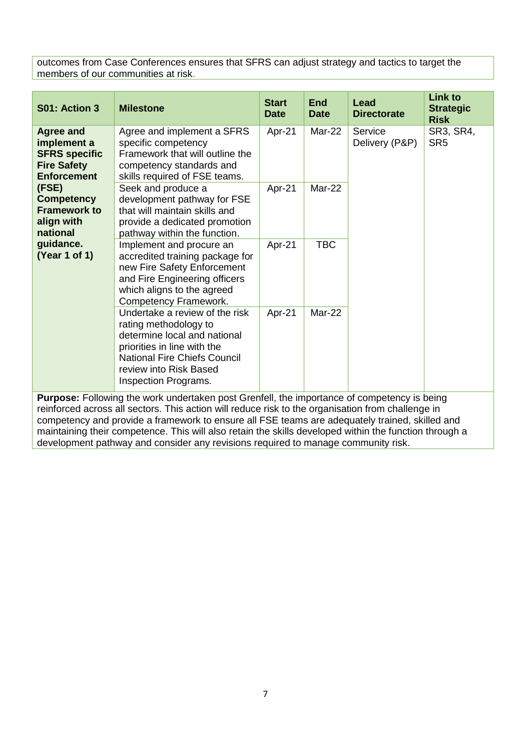outcomes from Case Conferences ensures that SFRS can adjust strategy and tactics to target the members of our communities at risk.

| S01: Action 3 | Milestone | Start Date | End Date | Lead Directorate | Link to Strategic Risk |
|---|---|---|---|---|---|
| **Agree and implement a SFRS specific Fire Safety Enforcement (FSE) Competency Framework to align with national guidance. (Year 1 of 1)** | Agree and implement a SFRS specific competency Framework that will outline the competency standards and skills required of FSE teams. | Apr-21 | Mar-22 | Service Delivery (P&P) | SR3, SR4, SR5 |
| | Seek and produce a development pathway for FSE that will maintain skills and provide a dedicated promotion pathway within the function. | Apr-21 | Mar-22 | | |
| | Implement and procure an accredited training package for new Fire Safety Enforcement and Fire Engineering officers which aligns to the agreed Competency Framework. | Apr-21 | TBC | | |
| | Undertake a review of the risk rating methodology to determine local and national priorities in line with the National Fire Chiefs Council review into Risk Based Inspection Programs. | Apr-21 | Mar-22 | | |

**Purpose:** Following the work undertaken post Grenfell, the importance of competency is being reinforced across all sectors. This action will reduce risk to the organisation from challenge in competency and provide a framework to ensure all FSE teams are adequately trained, skilled and maintaining their competence. This will also retain the skills developed within the function through a development pathway and consider any revisions required to manage community risk.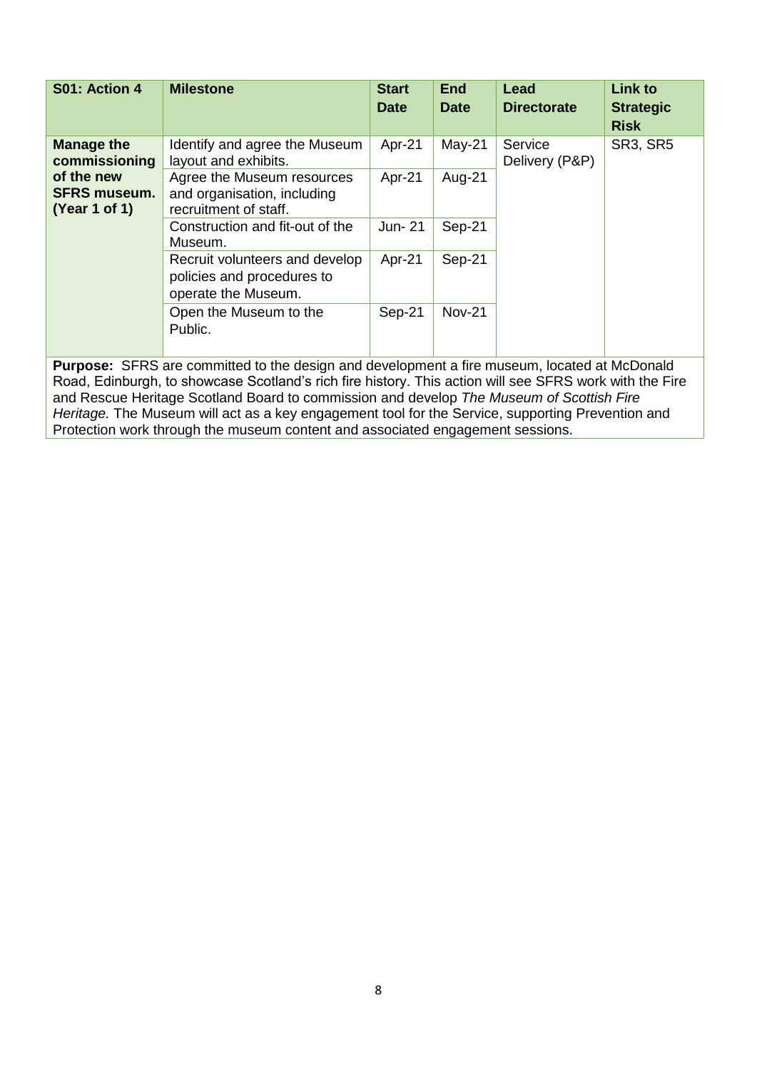| S01: Action 4 | Milestone | Start Date | End Date | Lead Directorate | Link to Strategic Risk |
|---|---|---|---|---|---|
| **Manage the commissioning of the new SFRS museum. (Year 1 of 1)** | Identify and agree the Museum layout and exhibits. | Apr-21 | May-21 | Service Delivery (P&P) | SR3, SR5 |
| | Agree the Museum resources and organisation, including recruitment of staff. | Apr-21 | Aug-21 | | |
| | Construction and fit-out of the Museum. | Jun- 21 | Sep-21 | | |
| | Recruit volunteers and develop policies and procedures to operate the Museum. | Apr-21 | Sep-21 | | |
| | Open the Museum to the Public. | Sep-21 | Nov-21 | | |

**Purpose:** SFRS are committed to the design and development a fire museum, located at McDonald Road, Edinburgh, to showcase Scotland's rich fire history. This action will see SFRS work with the Fire and Rescue Heritage Scotland Board to commission and develop *The Museum of Scottish Fire Heritage.* The Museum will act as a key engagement tool for the Service, supporting Prevention and Protection work through the museum content and associated engagement sessions.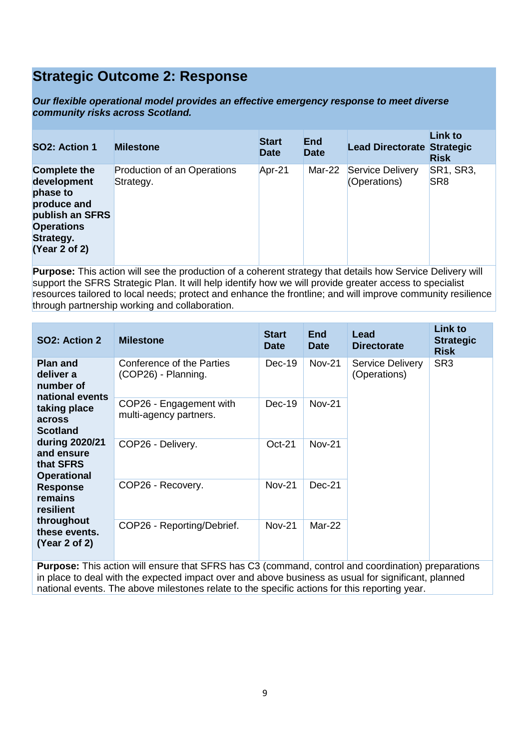## Strategic Outcome 2: Response

***Our flexible operational model provides an effective emergency response to meet diverse community risks across Scotland.***

| SO2: Action 1 | Milestone | Start Date | End Date | Lead Directorate | Link to Strategic Risk |
|---|---|---|---|---|---|
| **Complete the development phase to produce and publish an SFRS Operations Strategy. (Year 2 of 2)** | Production of an Operations Strategy. | Apr-21 | Mar-22 | Service Delivery (Operations) | SR1, SR3, SR8 |

**Purpose:** This action will see the production of a coherent strategy that details how Service Delivery will support the SFRS Strategic Plan. It will help identify how we will provide greater access to specialist resources tailored to local needs; protect and enhance the frontline; and will improve community resilience through partnership working and collaboration.

| SO2: Action 2 | Milestone | Start Date | End Date | Lead Directorate | Link to Strategic Risk |
|---|---|---|---|---|---|
| **Plan and deliver a number of national events taking place across Scotland during 2020/21 and ensure that SFRS Operational Response remains resilient throughout these events. (Year 2 of 2)** | Conference of the Parties (COP26) - Planning. | Dec-19 | Nov-21 | Service Delivery (Operations) | SR3 |
| | COP26 - Engagement with multi-agency partners. | Dec-19 | Nov-21 | | |
| | COP26 - Delivery. | Oct-21 | Nov-21 | | |
| | COP26 - Recovery. | Nov-21 | Dec-21 | | |
| | COP26 - Reporting/Debrief. | Nov-21 | Mar-22 | | |

**Purpose:** This action will ensure that SFRS has C3 (command, control and coordination) preparations in place to deal with the expected impact over and above business as usual for significant, planned national events. The above milestones relate to the specific actions for this reporting year.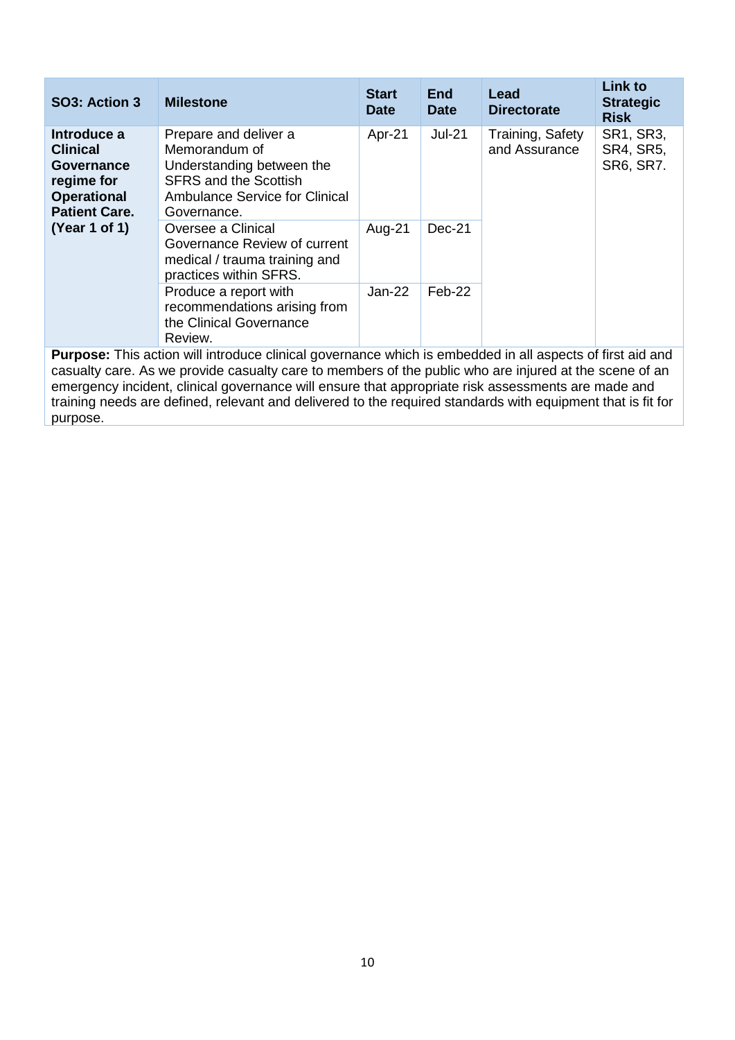| SO3: Action 3 | Milestone | Start Date | End Date | Lead Directorate | Link to Strategic Risk |
|---|---|---|---|---|---|
| **Introduce a Clinical Governance regime for Operational Patient Care. (Year 1 of 1)** | Prepare and deliver a Memorandum of Understanding between the SFRS and the Scottish Ambulance Service for Clinical Governance. | Apr-21 | Jul-21 | Training, Safety and Assurance | SR1, SR3, SR4, SR5, SR6, SR7. |
| | Oversee a Clinical Governance Review of current medical / trauma training and practices within SFRS. | Aug-21 | Dec-21 | | |
| | Produce a report with recommendations arising from the Clinical Governance Review. | Jan-22 | Feb-22 | | |

**Purpose:** This action will introduce clinical governance which is embedded in all aspects of first aid and casualty care. As we provide casualty care to members of the public who are injured at the scene of an emergency incident, clinical governance will ensure that appropriate risk assessments are made and training needs are defined, relevant and delivered to the required standards with equipment that is fit for purpose.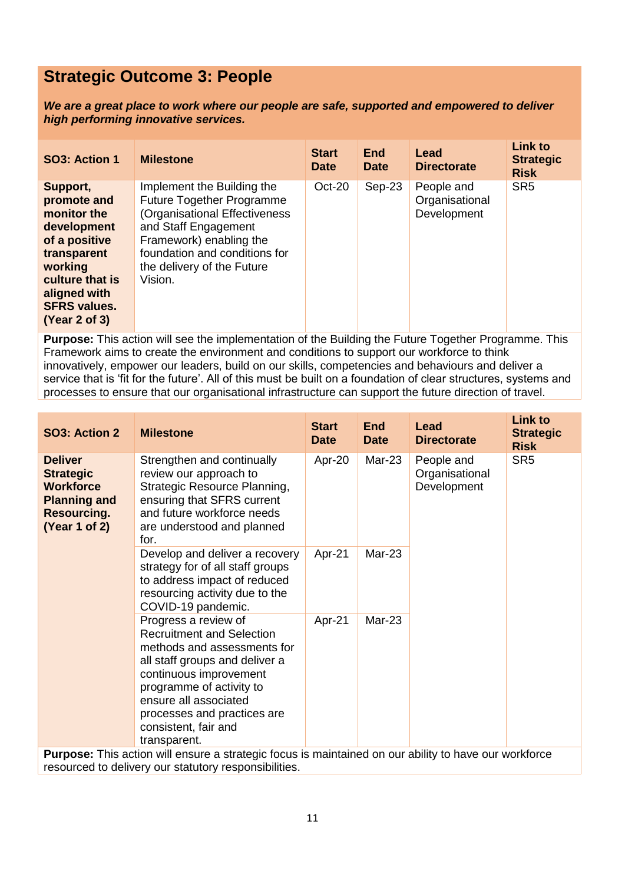## Strategic Outcome 3: People

***We are a great place to work where our people are safe, supported and empowered to deliver high performing innovative services.***

| SO3: Action 1 | Milestone | Start Date | End Date | Lead Directorate | Link to Strategic Risk |
|---|---|---|---|---|---|
| **Support, promote and monitor the development of a positive transparent working culture that is aligned with SFRS values. (Year 2 of 3)** | Implement the Building the Future Together Programme (Organisational Effectiveness and Staff Engagement Framework) enabling the foundation and conditions for the delivery of the Future Vision. | Oct-20 | Sep-23 | People and Organisational Development | SR5 |

**Purpose:** This action will see the implementation of the Building the Future Together Programme. This Framework aims to create the environment and conditions to support our workforce to think innovatively, empower our leaders, build on our skills, competencies and behaviours and deliver a service that is 'fit for the future'. All of this must be built on a foundation of clear structures, systems and processes to ensure that our organisational infrastructure can support the future direction of travel.

| SO3: Action 2 | Milestone | Start Date | End Date | Lead Directorate | Link to Strategic Risk |
|---|---|---|---|---|---|
| **Deliver Strategic Workforce Planning and Resourcing. (Year 1 of 2)** | Strengthen and continually review our approach to Strategic Resource Planning, ensuring that SFRS current and future workforce needs are understood and planned for. | Apr-20 | Mar-23 | People and Organisational Development | SR5 |
| | Develop and deliver a recovery strategy for of all staff groups to address impact of reduced resourcing activity due to the COVID-19 pandemic. | Apr-21 | Mar-23 | | |
| | Progress a review of Recruitment and Selection methods and assessments for all staff groups and deliver a continuous improvement programme of activity to ensure all associated processes and practices are consistent, fair and transparent. | Apr-21 | Mar-23 | | |

**Purpose:** This action will ensure a strategic focus is maintained on our ability to have our workforce resourced to delivery our statutory responsibilities.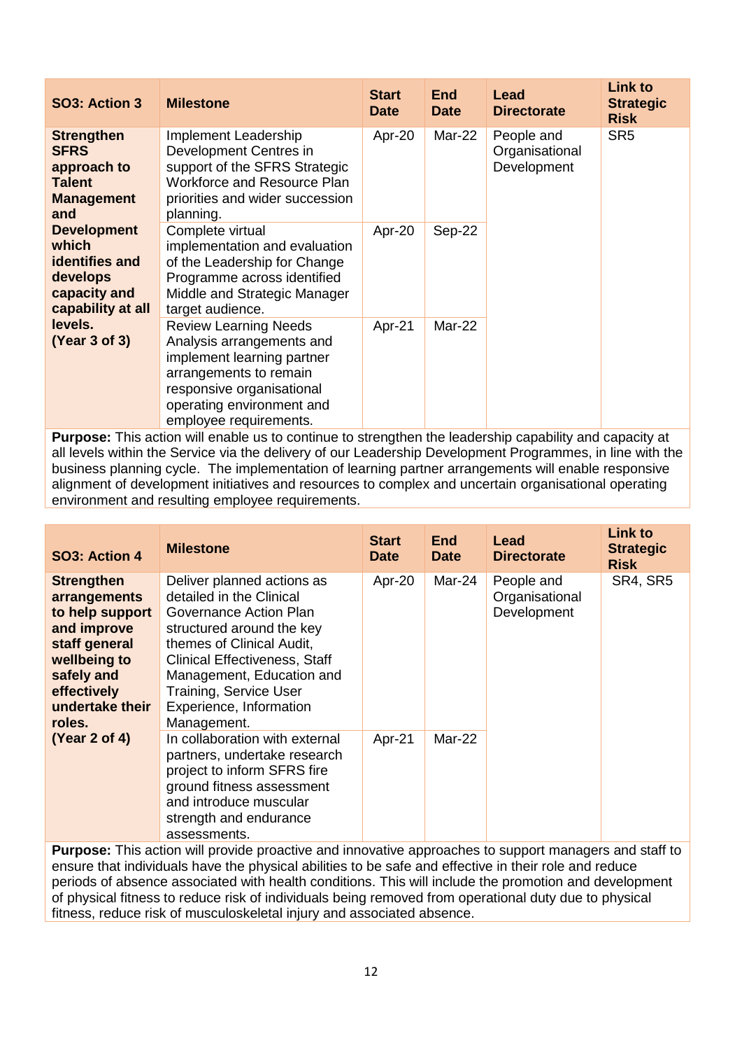| SO3: Action 3 | Milestone | Start Date | End Date | Lead Directorate | Link to Strategic Risk |
|---|---|---|---|---|---|
| **Strengthen SFRS approach to Talent Management and Development which identifies and develops capacity and capability at all levels. (Year 3 of 3)** | Implement Leadership Development Centres in support of the SFRS Strategic Workforce and Resource Plan priorities and wider succession planning. | Apr-20 | Mar-22 | People and Organisational Development | SR5 |
| | Complete virtual implementation and evaluation of the Leadership for Change Programme across identified Middle and Strategic Manager target audience. | Apr-20 | Sep-22 | | |
| | Review Learning Needs Analysis arrangements and implement learning partner arrangements to remain responsive organisational operating environment and employee requirements. | Apr-21 | Mar-22 | | |
| **Purpose:** This action will enable us to continue to strengthen the leadership capability and capacity at all levels within the Service via the delivery of our Leadership Development Programmes, in line with the business planning cycle. The implementation of learning partner arrangements will enable responsive alignment of development initiatives and resources to complex and uncertain organisational operating environment and resulting employee requirements. | | | | | |

| SO3: Action 4 | Milestone | Start Date | End Date | Lead Directorate | Link to Strategic Risk |
|---|---|---|---|---|---|
| **Strengthen arrangements to help support and improve staff general wellbeing to safely and effectively undertake their roles. (Year 2 of 4)** | Deliver planned actions as detailed in the Clinical Governance Action Plan structured around the key themes of Clinical Audit, Clinical Effectiveness, Staff Management, Education and Training, Service User Experience, Information Management. | Apr-20 | Mar-24 | People and Organisational Development | SR4, SR5 |
| | In collaboration with external partners, undertake research project to inform SFRS fire ground fitness assessment and introduce muscular strength and endurance assessments. | Apr-21 | Mar-22 | | |
| **Purpose:** This action will provide proactive and innovative approaches to support managers and staff to ensure that individuals have the physical abilities to be safe and effective in their role and reduce periods of absence associated with health conditions. This will include the promotion and development of physical fitness to reduce risk of individuals being removed from operational duty due to physical fitness, reduce risk of musculoskeletal injury and associated absence. | | | | | |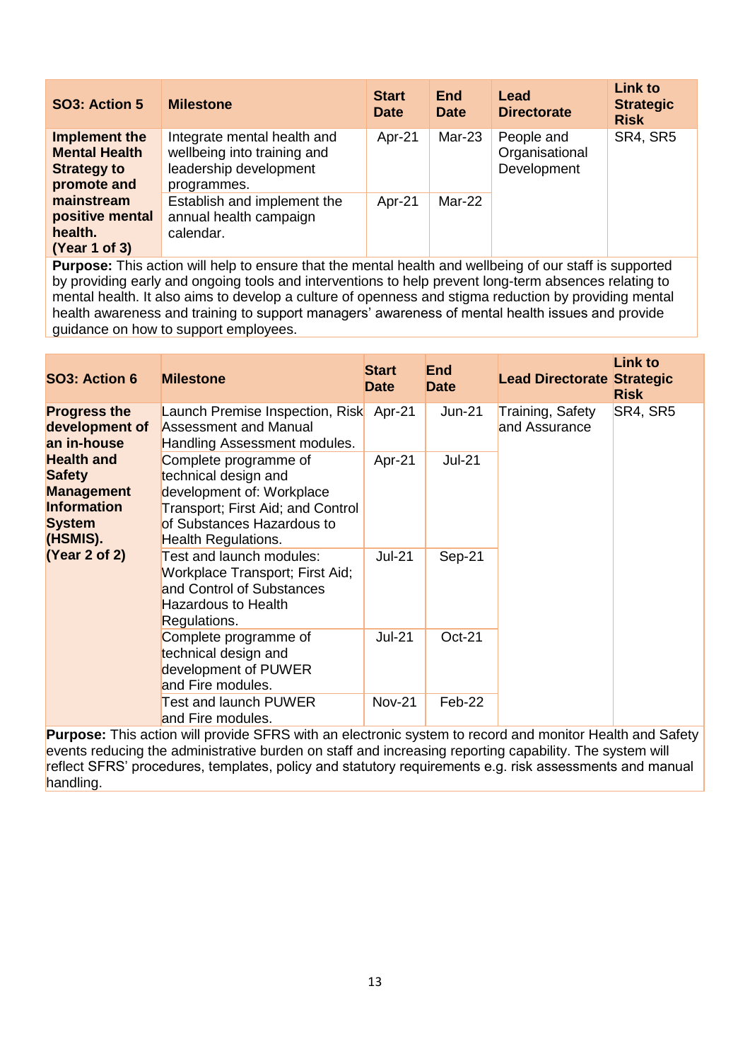| SO3: Action 5 | Milestone | Start Date | End Date | Lead Directorate | Link to Strategic Risk |
|---|---|---|---|---|---|
| **Implement the Mental Health Strategy to promote and mainstream positive mental health. (Year 1 of 3)** | Integrate mental health and wellbeing into training and leadership development programmes. | Apr-21 | Mar-23 | People and Organisational Development | SR4, SR5 |
| | Establish and implement the annual health campaign calendar. | Apr-21 | Mar-22 | | |

**Purpose:** This action will help to ensure that the mental health and wellbeing of our staff is supported by providing early and ongoing tools and interventions to help prevent long-term absences relating to mental health. It also aims to develop a culture of openness and stigma reduction by providing mental health awareness and training to support managers' awareness of mental health issues and provide guidance on how to support employees.

| SO3: Action 6 | Milestone | Start Date | End Date | Lead Directorate | Link to Strategic Risk |
|---|---|---|---|---|---|
| **Progress the development of an in-house Health and Safety Management Information System (HSMIS). (Year 2 of 2)** | Launch Premise Inspection, Risk Assessment and Manual Handling Assessment modules. | Apr-21 | Jun-21 | Training, Safety and Assurance | SR4, SR5 |
| | Complete programme of technical design and development of: Workplace Transport; First Aid; and Control of Substances Hazardous to Health Regulations. | Apr-21 | Jul-21 | | |
| | Test and launch modules: Workplace Transport; First Aid; and Control of Substances Hazardous to Health Regulations. | Jul-21 | Sep-21 | | |
| | Complete programme of technical design and development of PUWER and Fire modules. | Jul-21 | Oct-21 | | |
| | Test and launch PUWER and Fire modules. | Nov-21 | Feb-22 | | |

**Purpose:** This action will provide SFRS with an electronic system to record and monitor Health and Safety events reducing the administrative burden on staff and increasing reporting capability. The system will reflect SFRS' procedures, templates, policy and statutory requirements e.g. risk assessments and manual handling.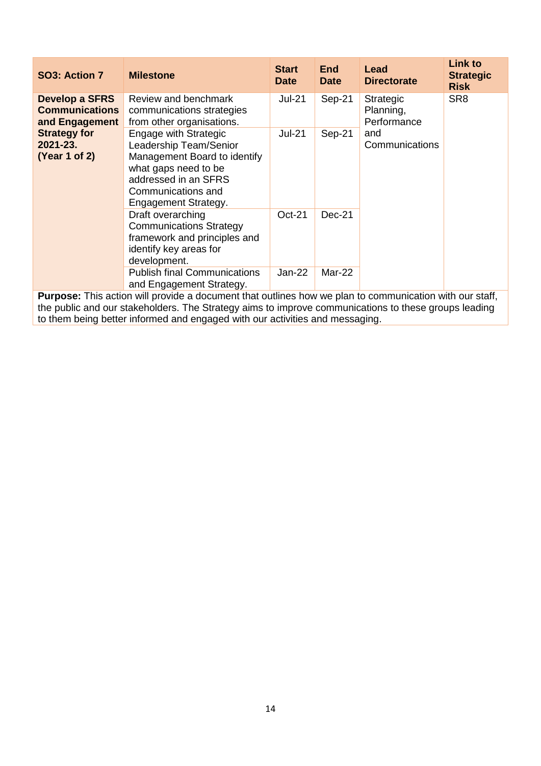| SO3: Action 7 | Milestone | Start Date | End Date | Lead Directorate | Link to Strategic Risk |
|---|---|---|---|---|---|
| **Develop a SFRS Communications and Engagement Strategy for 2021-23. (Year 1 of 2)** | Review and benchmark communications strategies from other organisations. | Jul-21 | Sep-21 | Strategic Planning, Performance and Communications | SR8 |
| | Engage with Strategic Leadership Team/Senior Management Board to identify what gaps need to be addressed in an SFRS Communications and Engagement Strategy. | Jul-21 | Sep-21 | | |
| | Draft overarching Communications Strategy framework and principles and identify key areas for development. | Oct-21 | Dec-21 | | |
| | Publish final Communications and Engagement Strategy. | Jan-22 | Mar-22 | | |

**Purpose:** This action will provide a document that outlines how we plan to communication with our staff, the public and our stakeholders. The Strategy aims to improve communications to these groups leading to them being better informed and engaged with our activities and messaging.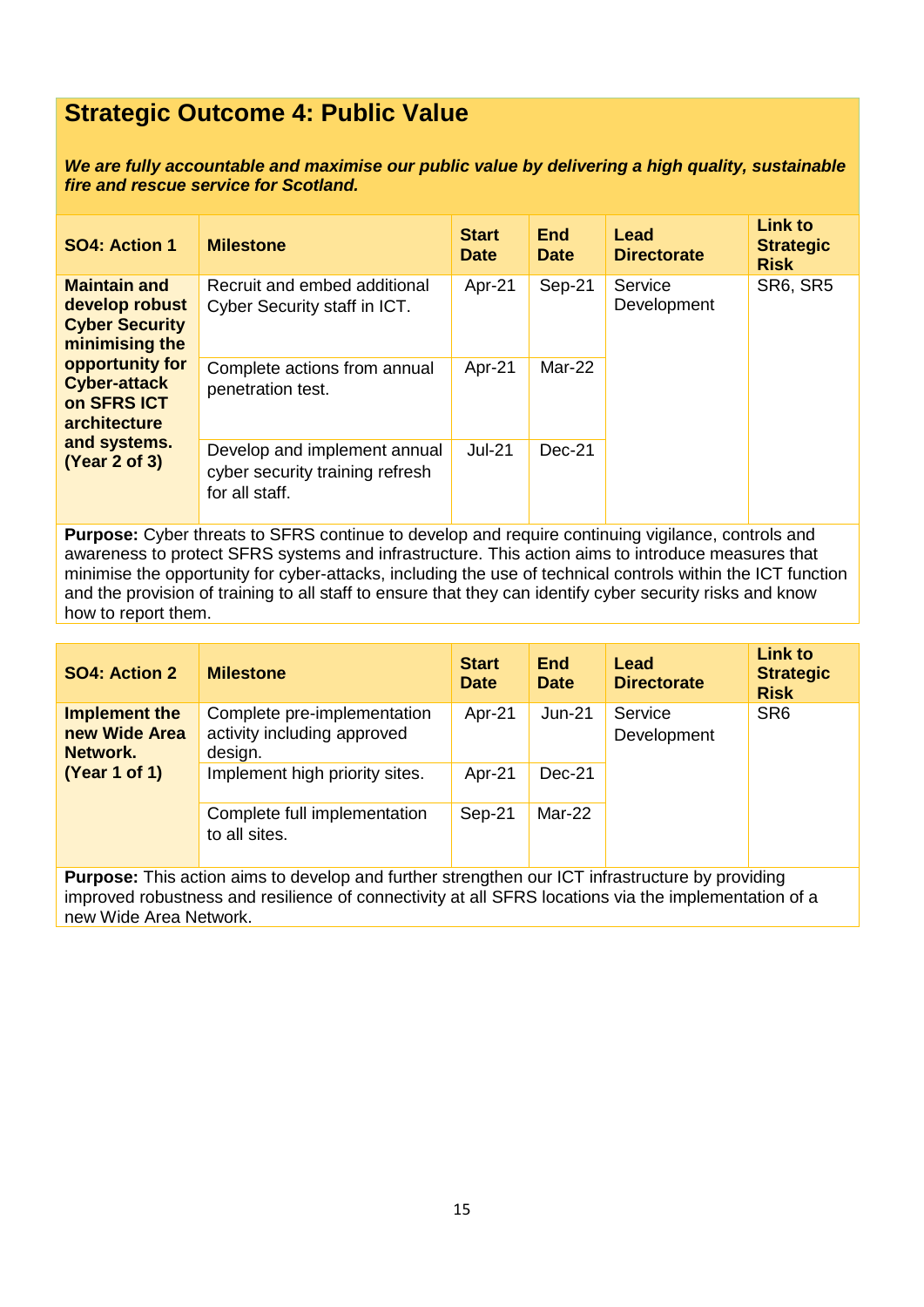## Strategic Outcome 4: Public Value

***We are fully accountable and maximise our public value by delivering a high quality, sustainable fire and rescue service for Scotland.***

| SO4: Action 1 | Milestone | Start Date | End Date | Lead Directorate | Link to Strategic Risk |
|---|---|---|---|---|---|
| **Maintain and develop robust Cyber Security minimising the opportunity for Cyber-attack on SFRS ICT architecture and systems. (Year 2 of 3)** | Recruit and embed additional Cyber Security staff in ICT. | Apr-21 | Sep-21 | Service Development | SR6, SR5 |
| | Complete actions from annual penetration test. | Apr-21 | Mar-22 | | |
| | Develop and implement annual cyber security training refresh for all staff. | Jul-21 | Dec-21 | | |

**Purpose:** Cyber threats to SFRS continue to develop and require continuing vigilance, controls and awareness to protect SFRS systems and infrastructure. This action aims to introduce measures that minimise the opportunity for cyber-attacks, including the use of technical controls within the ICT function and the provision of training to all staff to ensure that they can identify cyber security risks and know how to report them.

| SO4: Action 2 | Milestone | Start Date | End Date | Lead Directorate | Link to Strategic Risk |
|---|---|---|---|---|---|
| **Implement the new Wide Area Network. (Year 1 of 1)** | Complete pre-implementation activity including approved design. | Apr-21 | Jun-21 | Service Development | SR6 |
| | Implement high priority sites. | Apr-21 | Dec-21 | | |
| | Complete full implementation to all sites. | Sep-21 | Mar-22 | | |

**Purpose:** This action aims to develop and further strengthen our ICT infrastructure by providing improved robustness and resilience of connectivity at all SFRS locations via the implementation of a new Wide Area Network.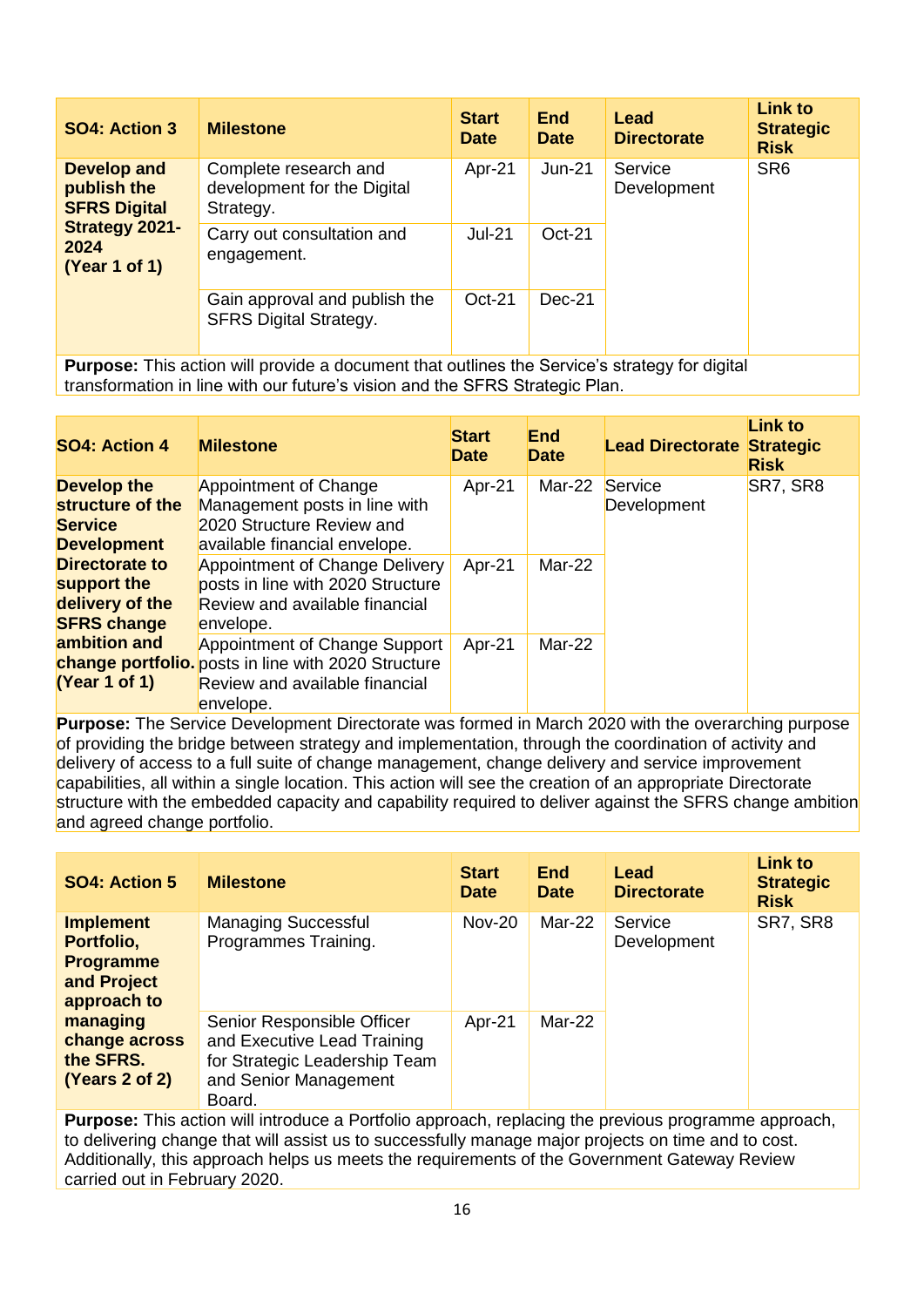| SO4: Action 3 | Milestone | Start Date | End Date | Lead Directorate | Link to Strategic Risk |
|---|---|---|---|---|---|
| **Develop and publish the SFRS Digital Strategy 2021-2024 (Year 1 of 1)** | Complete research and development for the Digital Strategy. | Apr-21 | Jun-21 | Service Development | SR6 |
| | Carry out consultation and engagement. | Jul-21 | Oct-21 | | |
| | Gain approval and publish the SFRS Digital Strategy. | Oct-21 | Dec-21 | | |
| **Purpose:** This action will provide a document that outlines the Service's strategy for digital transformation in line with our future's vision and the SFRS Strategic Plan. | | | | | |

| SO4: Action 4 | Milestone | Start Date | End Date | Lead Directorate | Link to Strategic Risk |
|---|---|---|---|---|---|
| **Develop the structure of the Service Development Directorate to support the delivery of the SFRS change ambition and change portfolio. (Year 1 of 1)** | Appointment of Change Management posts in line with 2020 Structure Review and available financial envelope. | Apr-21 | Mar-22 | Service Development | SR7, SR8 |
| | Appointment of Change Delivery posts in line with 2020 Structure Review and available financial envelope. | Apr-21 | Mar-22 | | |
| | Appointment of Change Support posts in line with 2020 Structure Review and available financial envelope. | Apr-21 | Mar-22 | | |
| **Purpose:** The Service Development Directorate was formed in March 2020 with the overarching purpose of providing the bridge between strategy and implementation, through the coordination of activity and delivery of access to a full suite of change management, change delivery and service improvement capabilities, all within a single location. This action will see the creation of an appropriate Directorate structure with the embedded capacity and capability required to deliver against the SFRS change ambition and agreed change portfolio. | | | | | |

| SO4: Action 5 | Milestone | Start Date | End Date | Lead Directorate | Link to Strategic Risk |
|---|---|---|---|---|---|
| **Implement Portfolio, Programme and Project approach to managing change across the SFRS. (Years 2 of 2)** | Managing Successful Programmes Training. | Nov-20 | Mar-22 | Service Development | SR7, SR8 |
| | Senior Responsible Officer and Executive Lead Training for Strategic Leadership Team and Senior Management Board. | Apr-21 | Mar-22 | | |
| **Purpose:** This action will introduce a Portfolio approach, replacing the previous programme approach, to delivering change that will assist us to successfully manage major projects on time and to cost. Additionally, this approach helps us meets the requirements of the Government Gateway Review carried out in February 2020. | | | | | |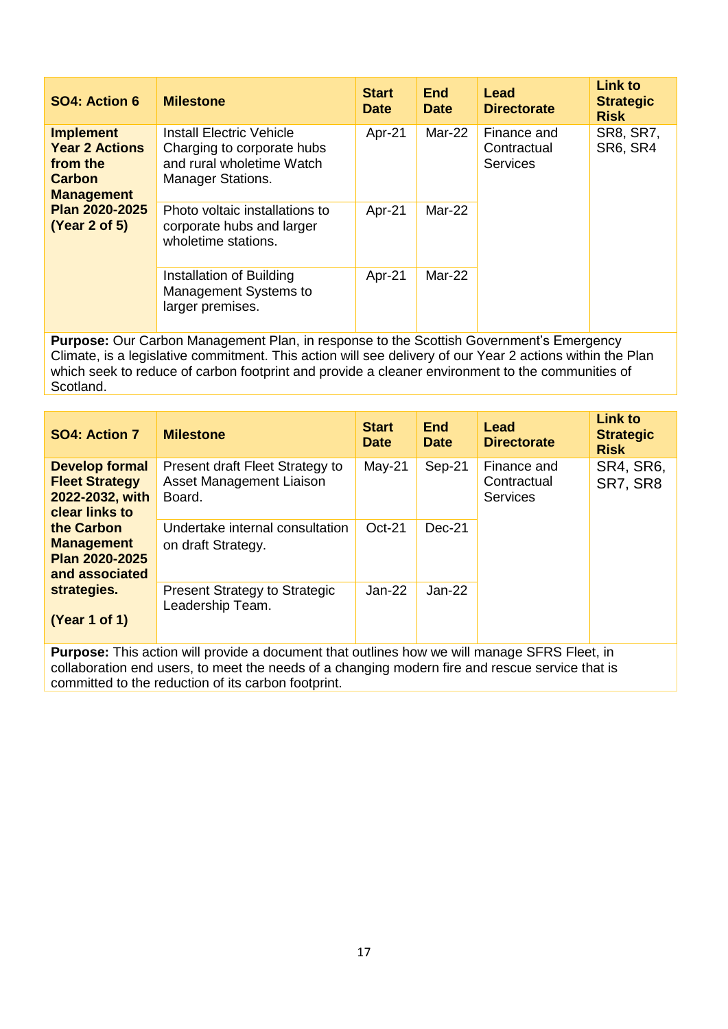| SO4: Action 6 | Milestone | Start Date | End Date | Lead Directorate | Link to Strategic Risk |
|---|---|---|---|---|---|
| **Implement Year 2 Actions from the Carbon Management Plan 2020-2025 (Year 2 of 5)** | Install Electric Vehicle Charging to corporate hubs and rural wholetime Watch Manager Stations. | Apr-21 | Mar-22 | Finance and Contractual Services | SR8, SR7, SR6, SR4 |
| | Photo voltaic installations to corporate hubs and larger wholetime stations. | Apr-21 | Mar-22 | | |
| | Installation of Building Management Systems to larger premises. | Apr-21 | Mar-22 | | |

**Purpose:** Our Carbon Management Plan, in response to the Scottish Government's Emergency Climate, is a legislative commitment. This action will see delivery of our Year 2 actions within the Plan which seek to reduce of carbon footprint and provide a cleaner environment to the communities of Scotland.

| SO4: Action 7 | Milestone | Start Date | End Date | Lead Directorate | Link to Strategic Risk |
|---|---|---|---|---|---|
| **Develop formal Fleet Strategy 2022-2032, with clear links to the Carbon Management Plan 2020-2025 and associated strategies.** **(Year 1 of 1)** | Present draft Fleet Strategy to Asset Management Liaison Board. | May-21 | Sep-21 | Finance and Contractual Services | SR4, SR6, SR7, SR8 |
| | Undertake internal consultation on draft Strategy. | Oct-21 | Dec-21 | | |
| | Present Strategy to Strategic Leadership Team. | Jan-22 | Jan-22 | | |

**Purpose:** This action will provide a document that outlines how we will manage SFRS Fleet, in collaboration end users, to meet the needs of a changing modern fire and rescue service that is committed to the reduction of its carbon footprint.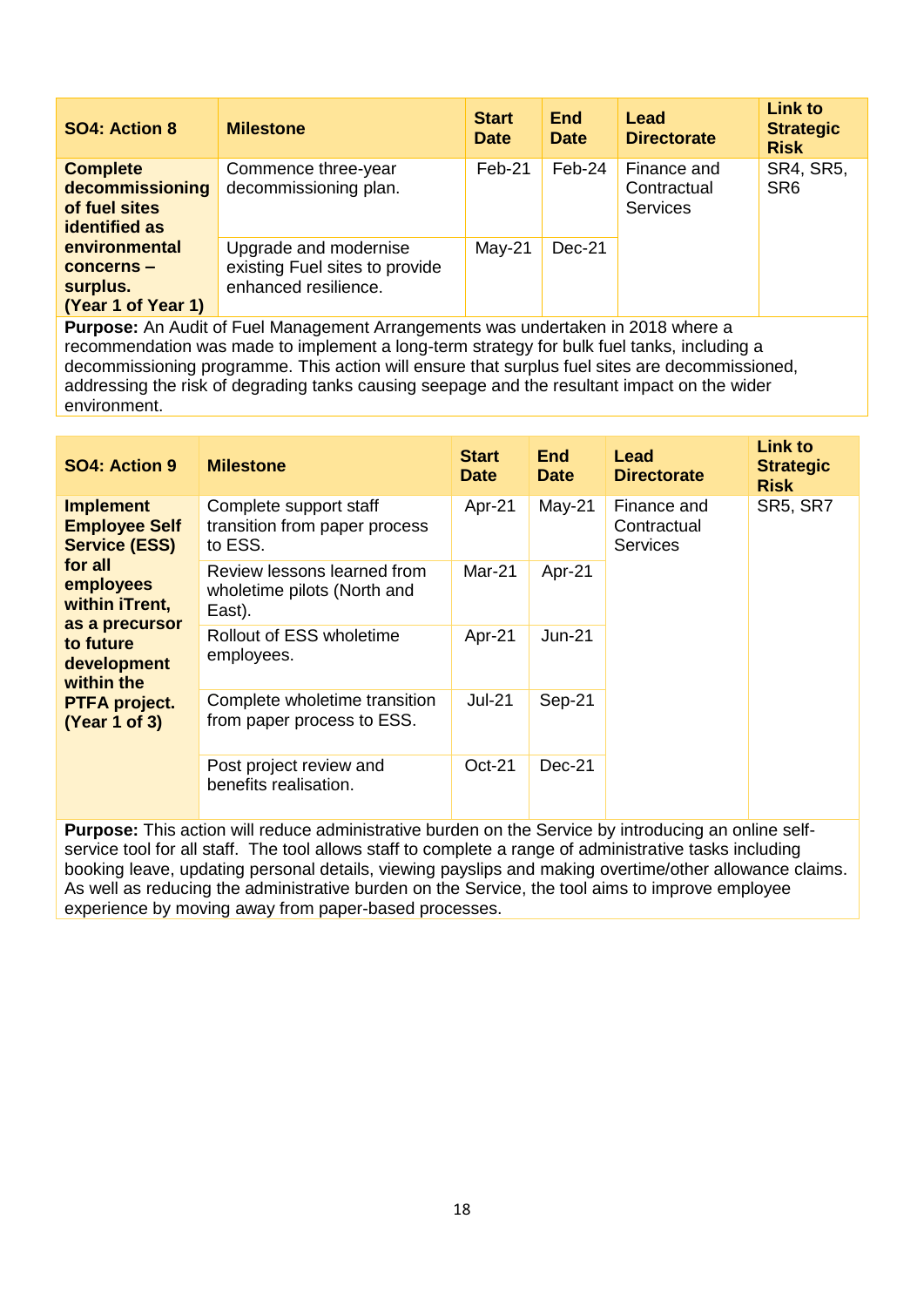| SO4: Action 8 | Milestone | Start Date | End Date | Lead Directorate | Link to Strategic Risk |
|---|---|---|---|---|---|
| **Complete decommissioning of fuel sites identified as environmental concerns – surplus. (Year 1 of Year 1)** | Commence three-year decommissioning plan. | Feb-21 | Feb-24 | Finance and Contractual Services | SR4, SR5, SR6 |
| | Upgrade and modernise existing Fuel sites to provide enhanced resilience. | May-21 | Dec-21 | | |

**Purpose:** An Audit of Fuel Management Arrangements was undertaken in 2018 where a recommendation was made to implement a long-term strategy for bulk fuel tanks, including a decommissioning programme. This action will ensure that surplus fuel sites are decommissioned, addressing the risk of degrading tanks causing seepage and the resultant impact on the wider environment.

| SO4: Action 9 | Milestone | Start Date | End Date | Lead Directorate | Link to Strategic Risk |
|---|---|---|---|---|---|
| **Implement Employee Self Service (ESS) for all employees within iTrent, as a precursor to future development within the PTFA project. (Year 1 of 3)** | Complete support staff transition from paper process to ESS. | Apr-21 | May-21 | Finance and Contractual Services | SR5, SR7 |
| | Review lessons learned from wholetime pilots (North and East). | Mar-21 | Apr-21 | | |
| | Rollout of ESS wholetime employees. | Apr-21 | Jun-21 | | |
| | Complete wholetime transition from paper process to ESS. | Jul-21 | Sep-21 | | |
| | Post project review and benefits realisation. | Oct-21 | Dec-21 | | |

**Purpose:** This action will reduce administrative burden on the Service by introducing an online self-service tool for all staff. The tool allows staff to complete a range of administrative tasks including booking leave, updating personal details, viewing payslips and making overtime/other allowance claims. As well as reducing the administrative burden on the Service, the tool aims to improve employee experience by moving away from paper-based processes.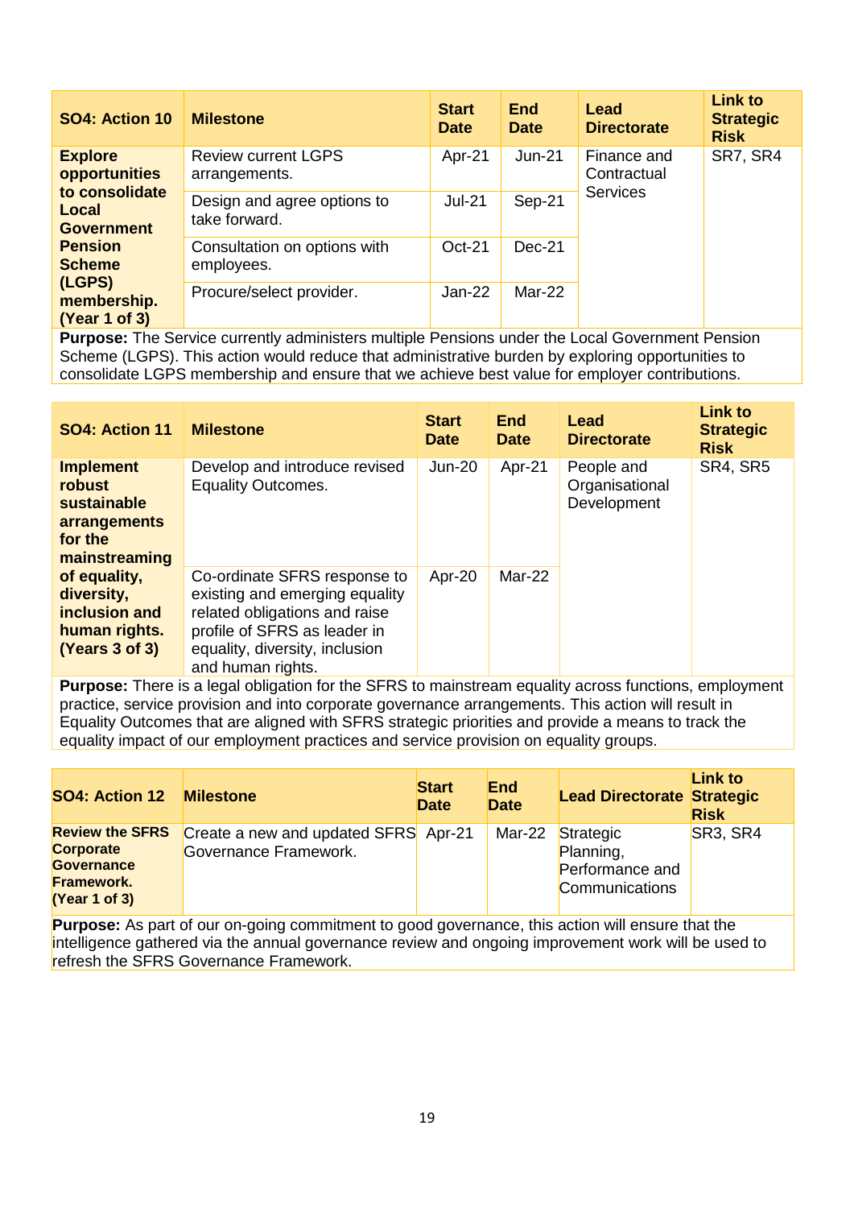| SO4: Action 10 | Milestone | Start Date | End Date | Lead Directorate | Link to Strategic Risk |
|---|---|---|---|---|---|
| **Explore opportunities to consolidate Local Government Pension Scheme (LGPS) membership. (Year 1 of 3)** | Review current LGPS arrangements. | Apr-21 | Jun-21 | Finance and Contractual Services | SR7, SR4 |
| | Design and agree options to take forward. | Jul-21 | Sep-21 | | |
| | Consultation on options with employees. | Oct-21 | Dec-21 | | |
| | Procure/select provider. | Jan-22 | Mar-22 | | |

**Purpose:** The Service currently administers multiple Pensions under the Local Government Pension Scheme (LGPS). This action would reduce that administrative burden by exploring opportunities to consolidate LGPS membership and ensure that we achieve best value for employer contributions.

| SO4: Action 11 | Milestone | Start Date | End Date | Lead Directorate | Link to Strategic Risk |
|---|---|---|---|---|---|
| **Implement robust sustainable arrangements for the mainstreaming of equality, diversity, inclusion and human rights. (Years 3 of 3)** | Develop and introduce revised Equality Outcomes. | Jun-20 | Apr-21 | People and Organisational Development | SR4, SR5 |
| | Co-ordinate SFRS response to existing and emerging equality related obligations and raise profile of SFRS as leader in equality, diversity, inclusion and human rights. | Apr-20 | Mar-22 | | |

**Purpose:** There is a legal obligation for the SFRS to mainstream equality across functions, employment practice, service provision and into corporate governance arrangements. This action will result in Equality Outcomes that are aligned with SFRS strategic priorities and provide a means to track the equality impact of our employment practices and service provision on equality groups.

| SO4: Action 12 | Milestone | Start Date | End Date | Lead Directorate | Link to Strategic Risk |
|---|---|---|---|---|---|
| **Review the SFRS Corporate Governance Framework. (Year 1 of 3)** | Create a new and updated SFRS Governance Framework. | Apr-21 | Mar-22 | Strategic Planning, Performance and Communications | SR3, SR4 |

**Purpose:** As part of our on-going commitment to good governance, this action will ensure that the intelligence gathered via the annual governance review and ongoing improvement work will be used to refresh the SFRS Governance Framework.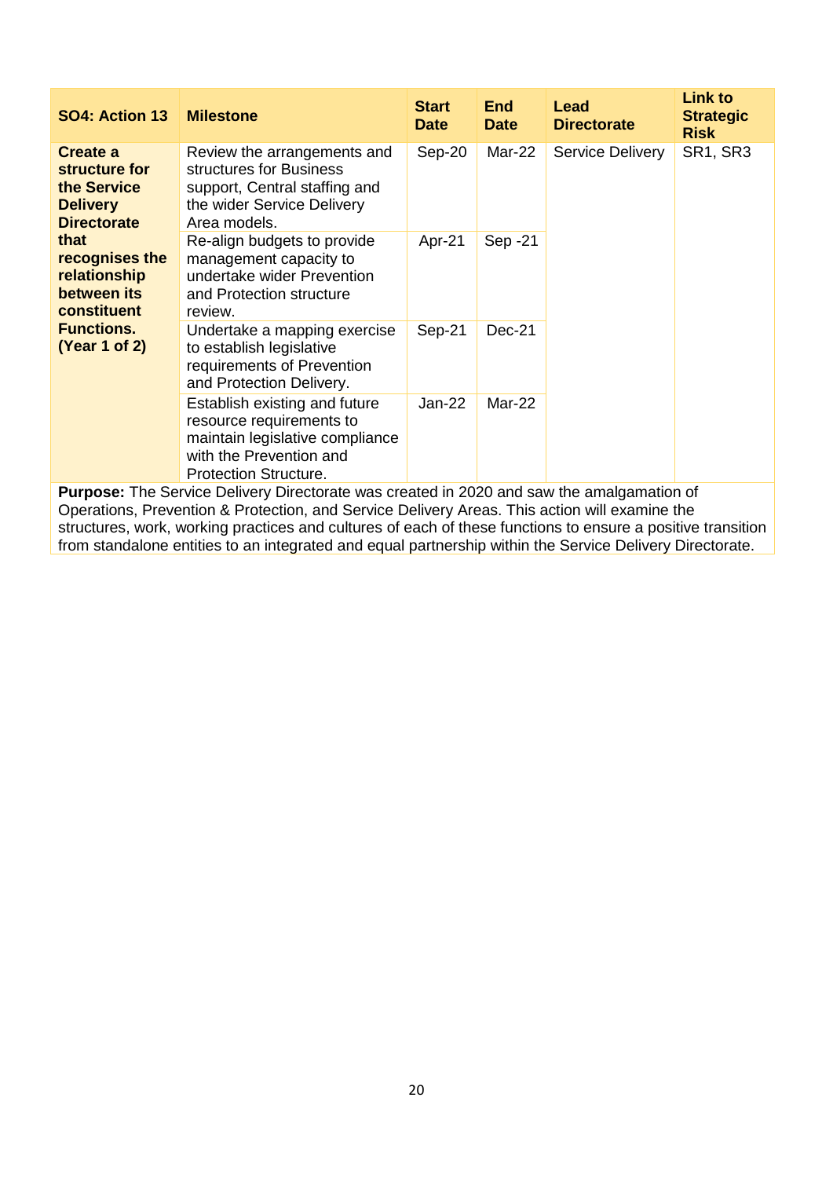| SO4: Action 13 | Milestone | Start Date | End Date | Lead Directorate | Link to Strategic Risk |
|---|---|---|---|---|---|
| **Create a structure for the Service Delivery Directorate that recognises the relationship between its constituent Functions. (Year 1 of 2)** | Review the arrangements and structures for Business support, Central staffing and the wider Service Delivery Area models. | Sep-20 | Mar-22 | Service Delivery | SR1, SR3 |
| | Re-align budgets to provide management capacity to undertake wider Prevention and Protection structure review. | Apr-21 | Sep -21 | | |
| | Undertake a mapping exercise to establish legislative requirements of Prevention and Protection Delivery. | Sep-21 | Dec-21 | | |
| | Establish existing and future resource requirements to maintain legislative compliance with the Prevention and Protection Structure. | Jan-22 | Mar-22 | | |

**Purpose:** The Service Delivery Directorate was created in 2020 and saw the amalgamation of Operations, Prevention & Protection, and Service Delivery Areas. This action will examine the structures, work, working practices and cultures of each of these functions to ensure a positive transition from standalone entities to an integrated and equal partnership within the Service Delivery Directorate.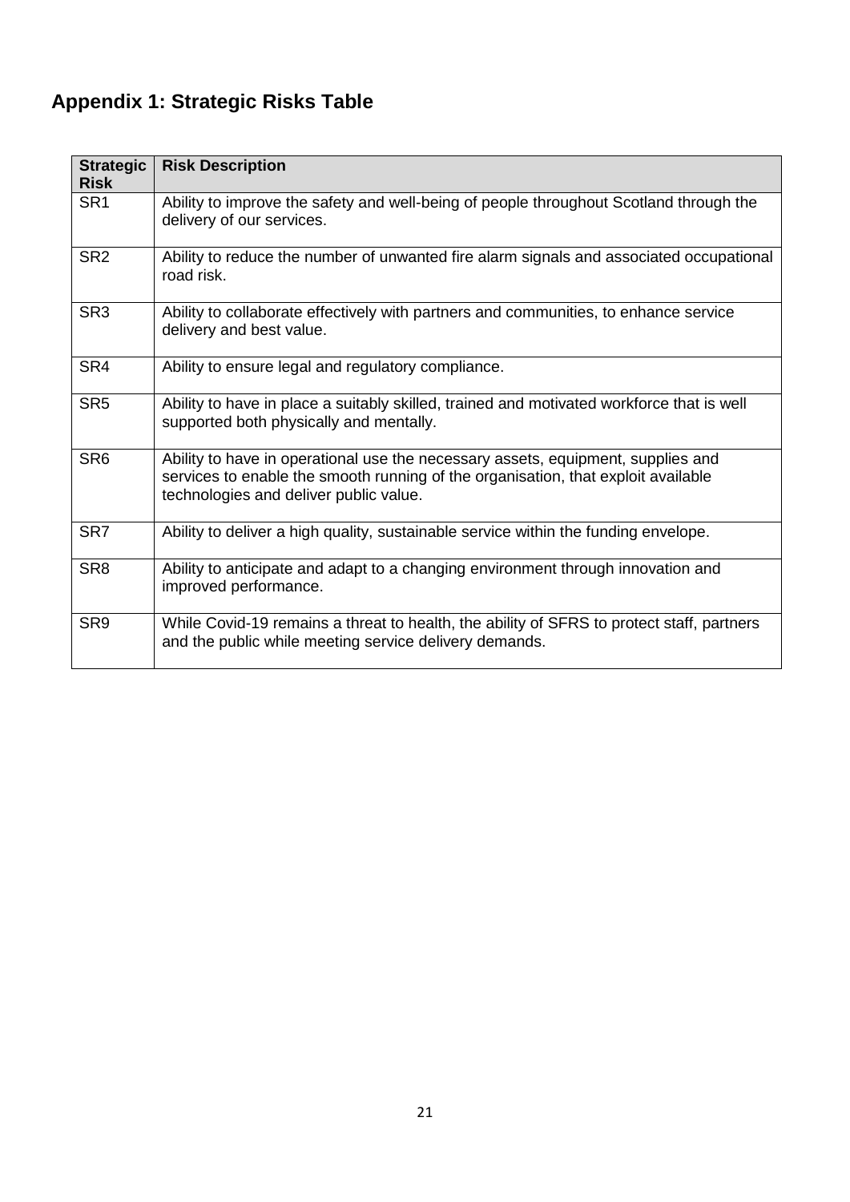## Appendix 1: Strategic Risks Table

| Strategic Risk | Risk Description |
|---|---|
| SR1 | Ability to improve the safety and well-being of people throughout Scotland through the delivery of our services. |
| SR2 | Ability to reduce the number of unwanted fire alarm signals and associated occupational road risk. |
| SR3 | Ability to collaborate effectively with partners and communities, to enhance service delivery and best value. |
| SR4 | Ability to ensure legal and regulatory compliance. |
| SR5 | Ability to have in place a suitably skilled, trained and motivated workforce that is well supported both physically and mentally. |
| SR6 | Ability to have in operational use the necessary assets, equipment, supplies and services to enable the smooth running of the organisation, that exploit available technologies and deliver public value. |
| SR7 | Ability to deliver a high quality, sustainable service within the funding envelope. |
| SR8 | Ability to anticipate and adapt to a changing environment through innovation and improved performance. |
| SR9 | While Covid-19 remains a threat to health, the ability of SFRS to protect staff, partners and the public while meeting service delivery demands. |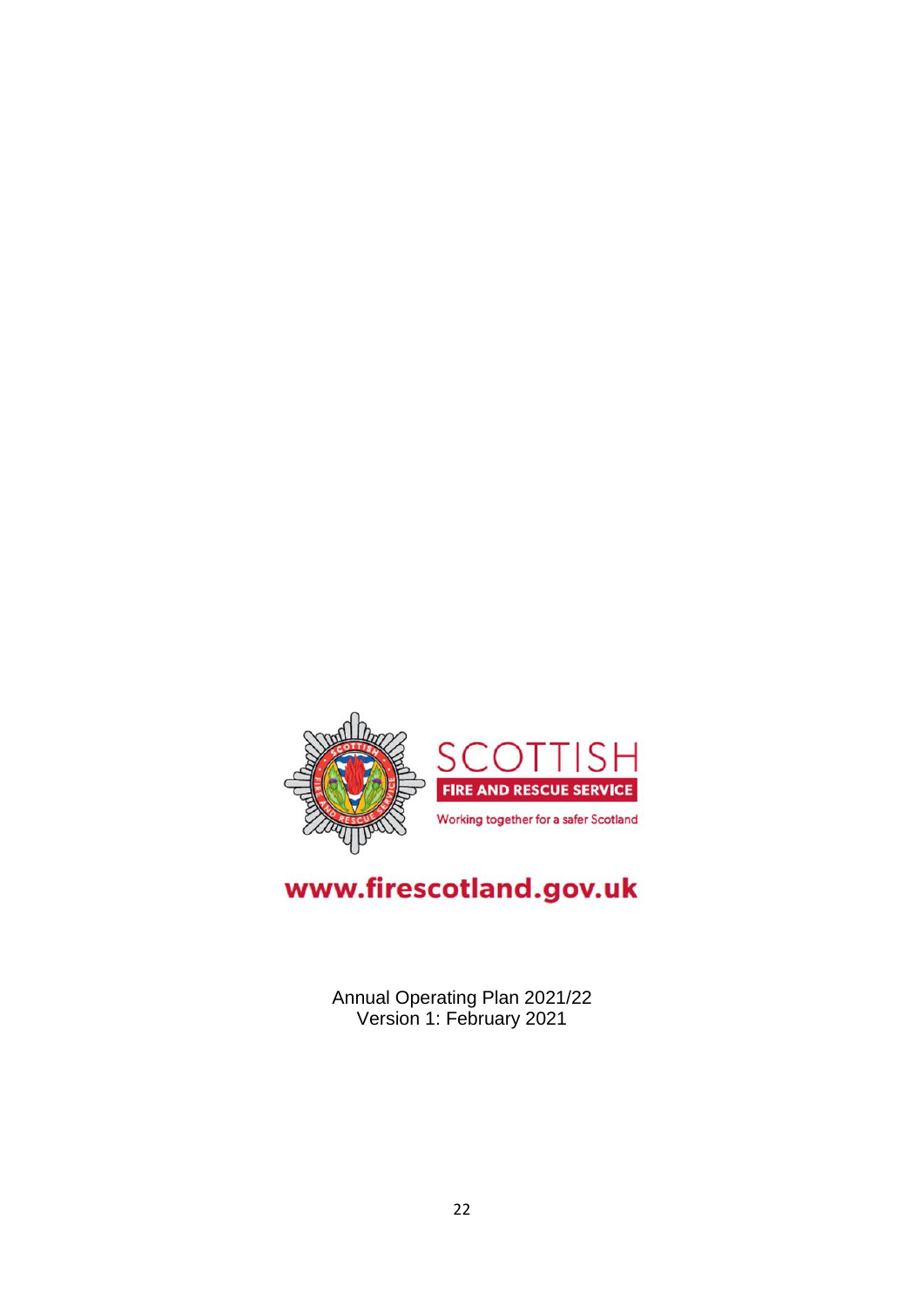SCOTTISH

FIRE AND RESCUE SERVICE

Working together for a safer Scotland

www.firescotland.gov.uk

Annual Operating Plan 2021/22
Version 1: February 2021